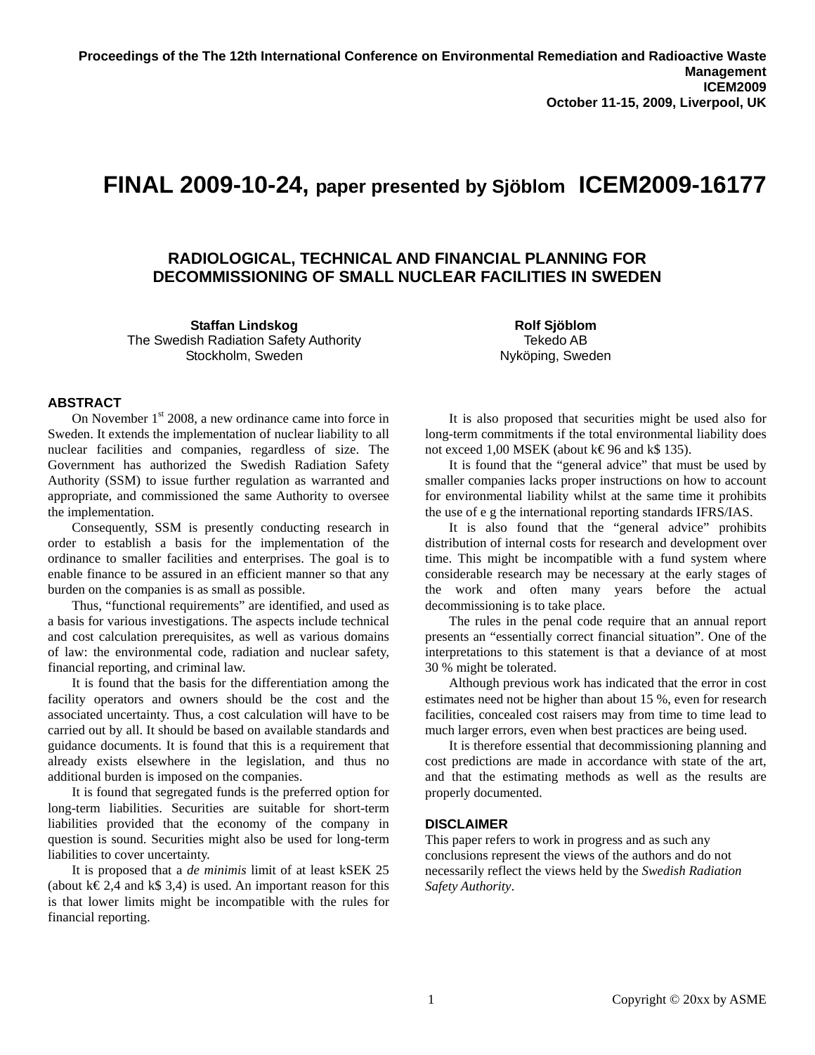Proceedings of the The 12th International Conference on Environmental Remediation and Radioactive Waste Management
ICEM2009
October 11-15, 2009, Liverpool, UK

# FINAL 2009-10-24, paper presented by Sjöblom ICEM2009-16177

## RADIOLOGICAL, TECHNICAL AND FINANCIAL PLANNING FOR DECOMMISSIONING OF SMALL NUCLEAR FACILITIES IN SWEDEN

**Staffan Lindskog**
The Swedish Radiation Safety Authority
Stockholm, Sweden

**Rolf Sjöblom**
Tekedo AB
Nyköping, Sweden

### ABSTRACT

On November 1st 2008, a new ordinance came into force in Sweden. It extends the implementation of nuclear liability to all nuclear facilities and companies, regardless of size. The Government has authorized the Swedish Radiation Safety Authority (SSM) to issue further regulation as warranted and appropriate, and commissioned the same Authority to oversee the implementation.

Consequently, SSM is presently conducting research in order to establish a basis for the implementation of the ordinance to smaller facilities and enterprises. The goal is to enable finance to be assured in an efficient manner so that any burden on the companies is as small as possible.

Thus, "functional requirements" are identified, and used as a basis for various investigations. The aspects include technical and cost calculation prerequisites, as well as various domains of law: the environmental code, radiation and nuclear safety, financial reporting, and criminal law.

It is found that the basis for the differentiation among the facility operators and owners should be the cost and the associated uncertainty. Thus, a cost calculation will have to be carried out by all. It should be based on available standards and guidance documents. It is found that this is a requirement that already exists elsewhere in the legislation, and thus no additional burden is imposed on the companies.

It is found that segregated funds is the preferred option for long-term liabilities. Securities are suitable for short-term liabilities provided that the economy of the company in question is sound. Securities might also be used for long-term liabilities to cover uncertainty.

It is proposed that a *de minimis* limit of at least kSEK 25 (about k€ 2,4 and k$ 3,4) is used. An important reason for this is that lower limits might be incompatible with the rules for financial reporting.

It is also proposed that securities might be used also for long-term commitments if the total environmental liability does not exceed 1,00 MSEK (about k€ 96 and k$ 135).

It is found that the "general advice" that must be used by smaller companies lacks proper instructions on how to account for environmental liability whilst at the same time it prohibits the use of e g the international reporting standards IFRS/IAS.

It is also found that the "general advice" prohibits distribution of internal costs for research and development over time. This might be incompatible with a fund system where considerable research may be necessary at the early stages of the work and often many years before the actual decommissioning is to take place.

The rules in the penal code require that an annual report presents an "essentially correct financial situation". One of the interpretations to this statement is that a deviance of at most 30 % might be tolerated.

Although previous work has indicated that the error in cost estimates need not be higher than about 15 %, even for research facilities, concealed cost raisers may from time to time lead to much larger errors, even when best practices are being used.

It is therefore essential that decommissioning planning and cost predictions are made in accordance with state of the art, and that the estimating methods as well as the results are properly documented.

### DISCLAIMER

This paper refers to work in progress and as such any conclusions represent the views of the authors and do not necessarily reflect the views held by the *Swedish Radiation Safety Authority*.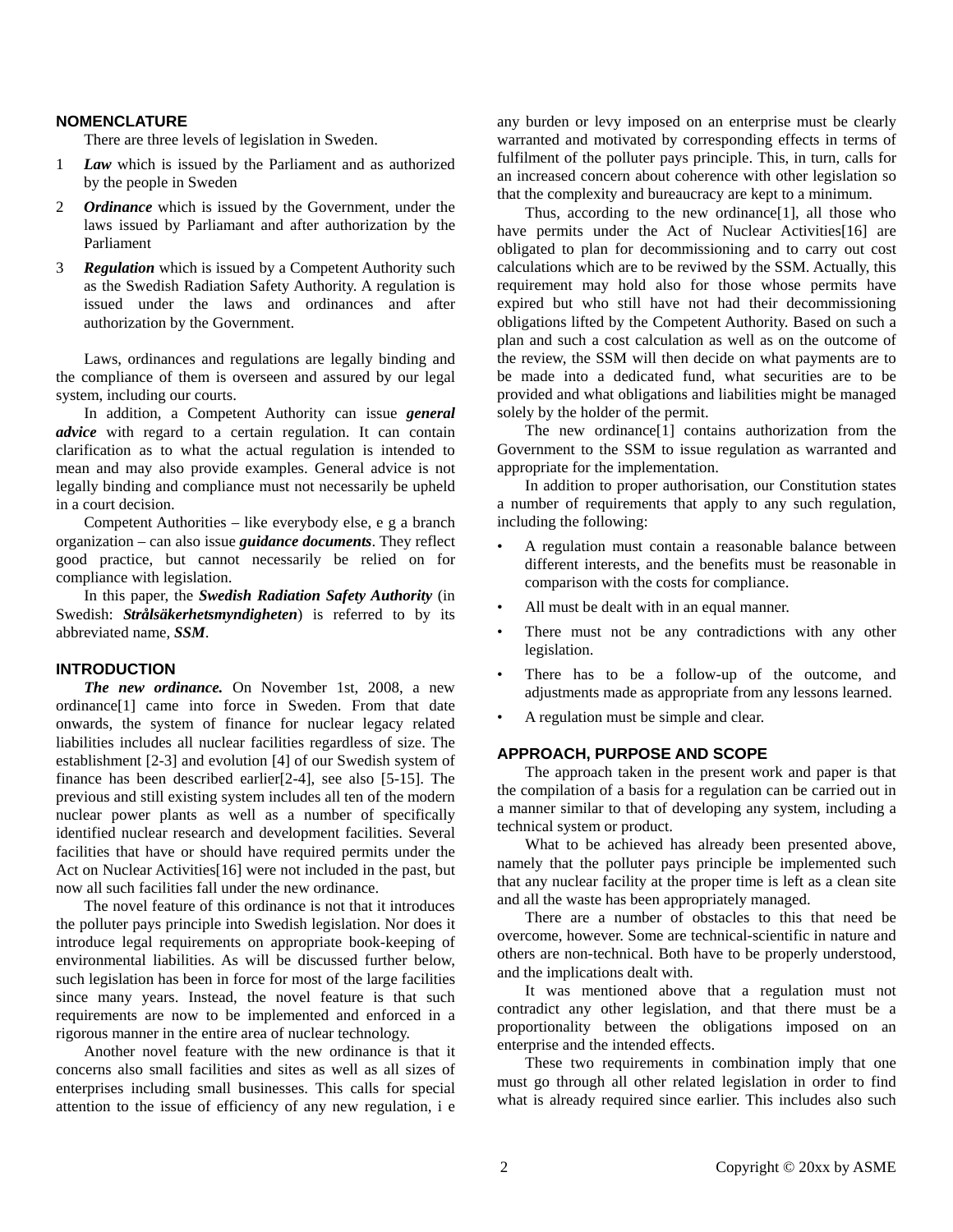## NOMENCLATURE

There are three levels of legislation in Sweden.

1. ***Law*** which is issued by the Parliament and as authorized by the people in Sweden
2. ***Ordinance*** which is issued by the Government, under the laws issued by Parliamant and after authorization by the Parliament
3. ***Regulation*** which is issued by a Competent Authority such as the Swedish Radiation Safety Authority. A regulation is issued under the laws and ordinances and after authorization by the Government.

Laws, ordinances and regulations are legally binding and the compliance of them is overseen and assured by our legal system, including our courts.

In addition, a Competent Authority can issue ***general advice*** with regard to a certain regulation. It can contain clarification as to what the actual regulation is intended to mean and may also provide examples. General advice is not legally binding and compliance must not necessarily be upheld in a court decision.

Competent Authorities – like everybody else, e g a branch organization – can also issue ***guidance documents***. They reflect good practice, but cannot necessarily be relied on for compliance with legislation.

In this paper, the ***Swedish Radiation Safety Authority*** (in Swedish: ***Strålsäkerhetsmyndigheten***) is referred to by its abbreviated name, ***SSM***.

## INTRODUCTION

***The new ordinance.*** On November 1st, 2008, a new ordinance[1] came into force in Sweden. From that date onwards, the system of finance for nuclear legacy related liabilities includes all nuclear facilities regardless of size. The establishment [2-3] and evolution [4] of our Swedish system of finance has been described earlier[2-4], see also [5-15]. The previous and still existing system includes all ten of the modern nuclear power plants as well as a number of specifically identified nuclear research and development facilities. Several facilities that have or should have required permits under the Act on Nuclear Activities[16] were not included in the past, but now all such facilities fall under the new ordinance.

The novel feature of this ordinance is not that it introduces the polluter pays principle into Swedish legislation. Nor does it introduce legal requirements on appropriate book-keeping of environmental liabilities. As will be discussed further below, such legislation has been in force for most of the large facilities since many years. Instead, the novel feature is that such requirements are now to be implemented and enforced in a rigorous manner in the entire area of nuclear technology.

Another novel feature with the new ordinance is that it concerns also small facilities and sites as well as all sizes of enterprises including small businesses. This calls for special attention to the issue of efficiency of any new regulation, i e any burden or levy imposed on an enterprise must be clearly warranted and motivated by corresponding effects in terms of fulfilment of the polluter pays principle. This, in turn, calls for an increased concern about coherence with other legislation so that the complexity and bureaucracy are kept to a minimum.

Thus, according to the new ordinance[1], all those who have permits under the Act of Nuclear Activities[16] are obligated to plan for decommissioning and to carry out cost calculations which are to be reviwed by the SSM. Actually, this requirement may hold also for those whose permits have expired but who still have not had their decommissioning obligations lifted by the Competent Authority. Based on such a plan and such a cost calculation as well as on the outcome of the review, the SSM will then decide on what payments are to be made into a dedicated fund, what securities are to be provided and what obligations and liabilities might be managed solely by the holder of the permit.

The new ordinance[1] contains authorization from the Government to the SSM to issue regulation as warranted and appropriate for the implementation.

In addition to proper authorisation, our Constitution states a number of requirements that apply to any such regulation, including the following:

- A regulation must contain a reasonable balance between different interests, and the benefits must be reasonable in comparison with the costs for compliance.
- All must be dealt with in an equal manner.
- There must not be any contradictions with any other legislation.
- There has to be a follow-up of the outcome, and adjustments made as appropriate from any lessons learned.
- A regulation must be simple and clear.

## APPROACH, PURPOSE AND SCOPE

The approach taken in the present work and paper is that the compilation of a basis for a regulation can be carried out in a manner similar to that of developing any system, including a technical system or product.

What to be achieved has already been presented above, namely that the polluter pays principle be implemented such that any nuclear facility at the proper time is left as a clean site and all the waste has been appropriately managed.

There are a number of obstacles to this that need be overcome, however. Some are technical-scientific in nature and others are non-technical. Both have to be properly understood, and the implications dealt with.

It was mentioned above that a regulation must not contradict any other legislation, and that there must be a proportionality between the obligations imposed on an enterprise and the intended effects.

These two requirements in combination imply that one must go through all other related legislation in order to find what is already required since earlier. This includes also such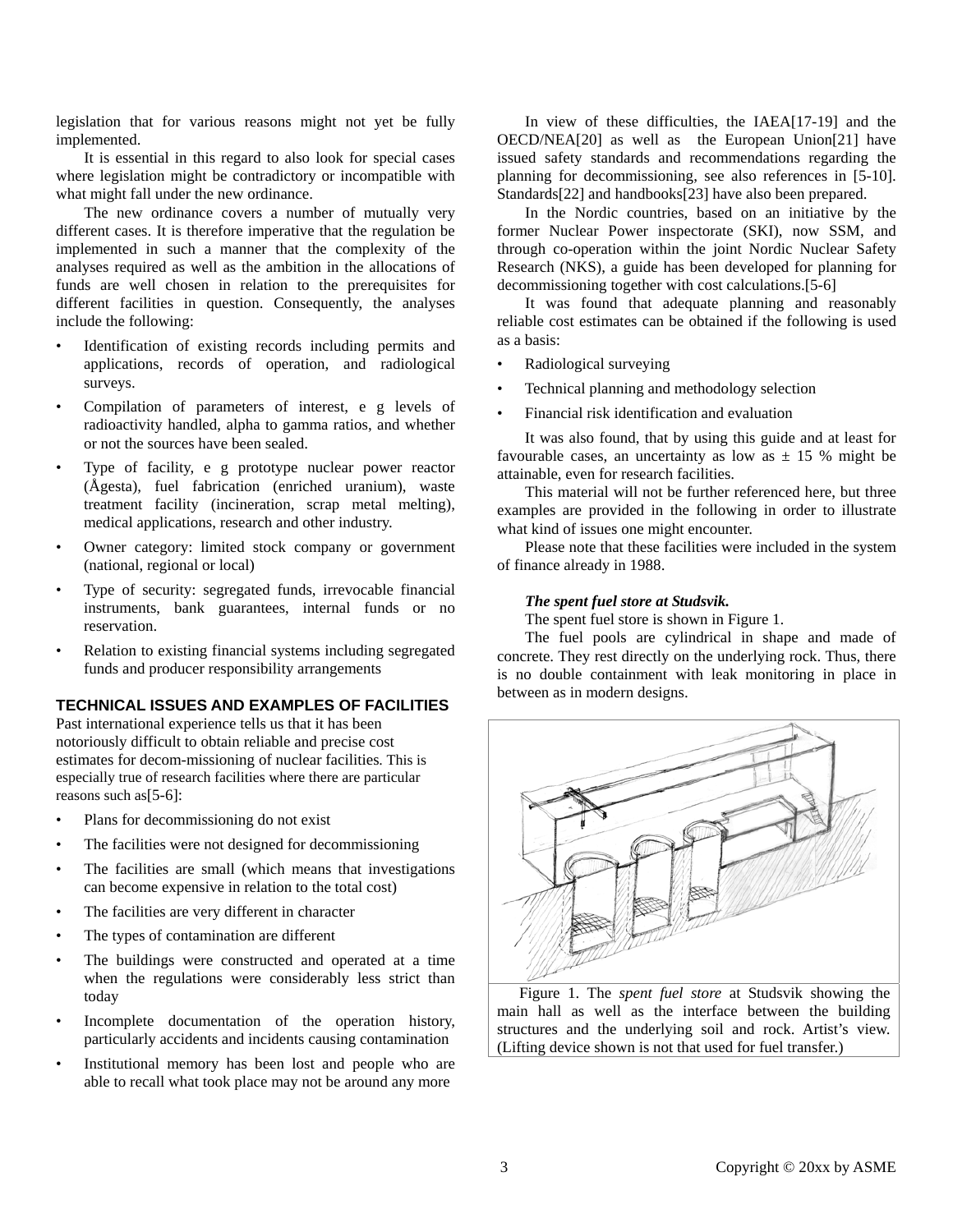legislation that for various reasons might not yet be fully implemented.

It is essential in this regard to also look for special cases where legislation might be contradictory or incompatible with what might fall under the new ordinance.

The new ordinance covers a number of mutually very different cases. It is therefore imperative that the regulation be implemented in such a manner that the complexity of the analyses required as well as the ambition in the allocations of funds are well chosen in relation to the prerequisites for different facilities in question. Consequently, the analyses include the following:

- Identification of existing records including permits and applications, records of operation, and radiological surveys.
- Compilation of parameters of interest, e g levels of radioactivity handled, alpha to gamma ratios, and whether or not the sources have been sealed.
- Type of facility, e g prototype nuclear power reactor (Ågesta), fuel fabrication (enriched uranium), waste treatment facility (incineration, scrap metal melting), medical applications, research and other industry.
- Owner category: limited stock company or government (national, regional or local)
- Type of security: segregated funds, irrevocable financial instruments, bank guarantees, internal funds or no reservation.
- Relation to existing financial systems including segregated funds and producer responsibility arrangements

## TECHNICAL ISSUES AND EXAMPLES OF FACILITIES

Past international experience tells us that it has been notoriously difficult to obtain reliable and precise cost estimates for decom-missioning of nuclear facilities. This is especially true of research facilities where there are particular reasons such as[5-6]:

- Plans for decommissioning do not exist
- The facilities were not designed for decommissioning
- The facilities are small (which means that investigations can become expensive in relation to the total cost)
- The facilities are very different in character
- The types of contamination are different
- The buildings were constructed and operated at a time when the regulations were considerably less strict than today
- Incomplete documentation of the operation history, particularly accidents and incidents causing contamination
- Institutional memory has been lost and people who are able to recall what took place may not be around any more

In view of these difficulties, the IAEA[17-19] and the OECD/NEA[20] as well as the European Union[21] have issued safety standards and recommendations regarding the planning for decommissioning, see also references in [5-10]. Standards[22] and handbooks[23] have also been prepared.

In the Nordic countries, based on an initiative by the former Nuclear Power inspectorate (SKI), now SSM, and through co-operation within the joint Nordic Nuclear Safety Research (NKS), a guide has been developed for planning for decommissioning together with cost calculations.[5-6]

It was found that adequate planning and reasonably reliable cost estimates can be obtained if the following is used as a basis:

- Radiological surveying
- Technical planning and methodology selection
- Financial risk identification and evaluation

It was also found, that by using this guide and at least for favourable cases, an uncertainty as low as ± 15 % might be attainable, even for research facilities.

This material will not be further referenced here, but three examples are provided in the following in order to illustrate what kind of issues one might encounter.

Please note that these facilities were included in the system of finance already in 1988.

***The spent fuel store at Studsvik.***

The spent fuel store is shown in Figure 1.

The fuel pools are cylindrical in shape and made of concrete. They rest directly on the underlying rock. Thus, there is no double containment with leak monitoring in place in between as in modern designs.

Figure 1. The *spent fuel store* at Studsvik showing the main hall as well as the interface between the building structures and the underlying soil and rock. Artist's view. (Lifting device shown is not that used for fuel transfer.)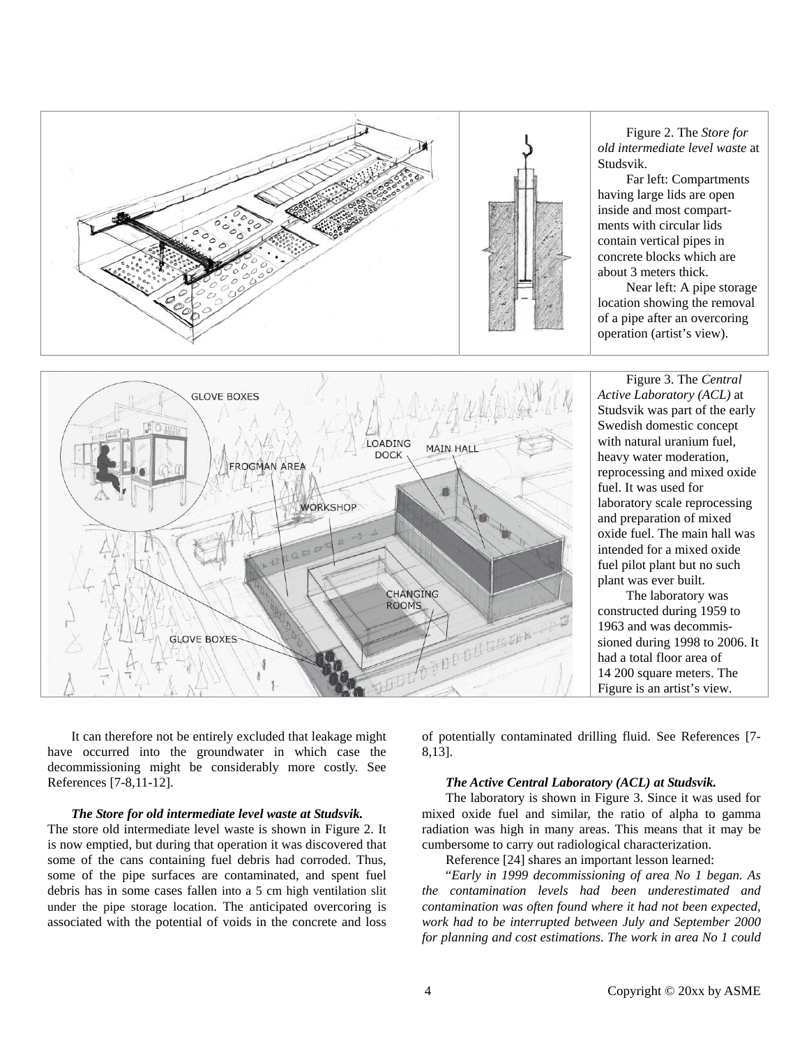Figure 2. The *Store for old intermediate level waste* at Studsvik.

Far left: Compartments having large lids are open inside and most compartments with circular lids contain vertical pipes in concrete blocks which are about 3 meters thick.

Near left: A pipe storage location showing the removal of a pipe after an overcoring operation (artist's view).

Figure 3. The *Central Active Laboratory (ACL)* at Studsvik was part of the early Swedish domestic concept with natural uranium fuel, heavy water moderation, reprocessing and mixed oxide fuel. It was used for laboratory scale reprocessing and preparation of mixed oxide fuel. The main hall was intended for a mixed oxide fuel pilot plant but no such plant was ever built.

The laboratory was constructed during 1959 to 1963 and was decommissioned during 1998 to 2006. It had a total floor area of 14 200 square meters. The Figure is an artist's view.

It can therefore not be entirely excluded that leakage might have occurred into the groundwater in which case the decommissioning might be considerably more costly. See References [7-8,11-12].

***The Store for old intermediate level waste at Studsvik.*** The store old intermediate level waste is shown in Figure 2. It is now emptied, but during that operation it was discovered that some of the cans containing fuel debris had corroded. Thus, some of the pipe surfaces are contaminated, and spent fuel debris has in some cases fallen into a 5 cm high ventilation slit under the pipe storage location. The anticipated overcoring is associated with the potential of voids in the concrete and loss of potentially contaminated drilling fluid. See References [7-8,13].

***The Active Central Laboratory (ACL) at Studsvik.*** The laboratory is shown in Figure 3. Since it was used for mixed oxide fuel and similar, the ratio of alpha to gamma radiation was high in many areas. This means that it may be cumbersome to carry out radiological characterization.

Reference [24] shares an important lesson learned:

"*Early in 1999 decommissioning of area No 1 began. As the contamination levels had been underestimated and contamination was often found where it had not been expected, work had to be interrupted between July and September 2000 for planning and cost estimations. The work in area No 1 could*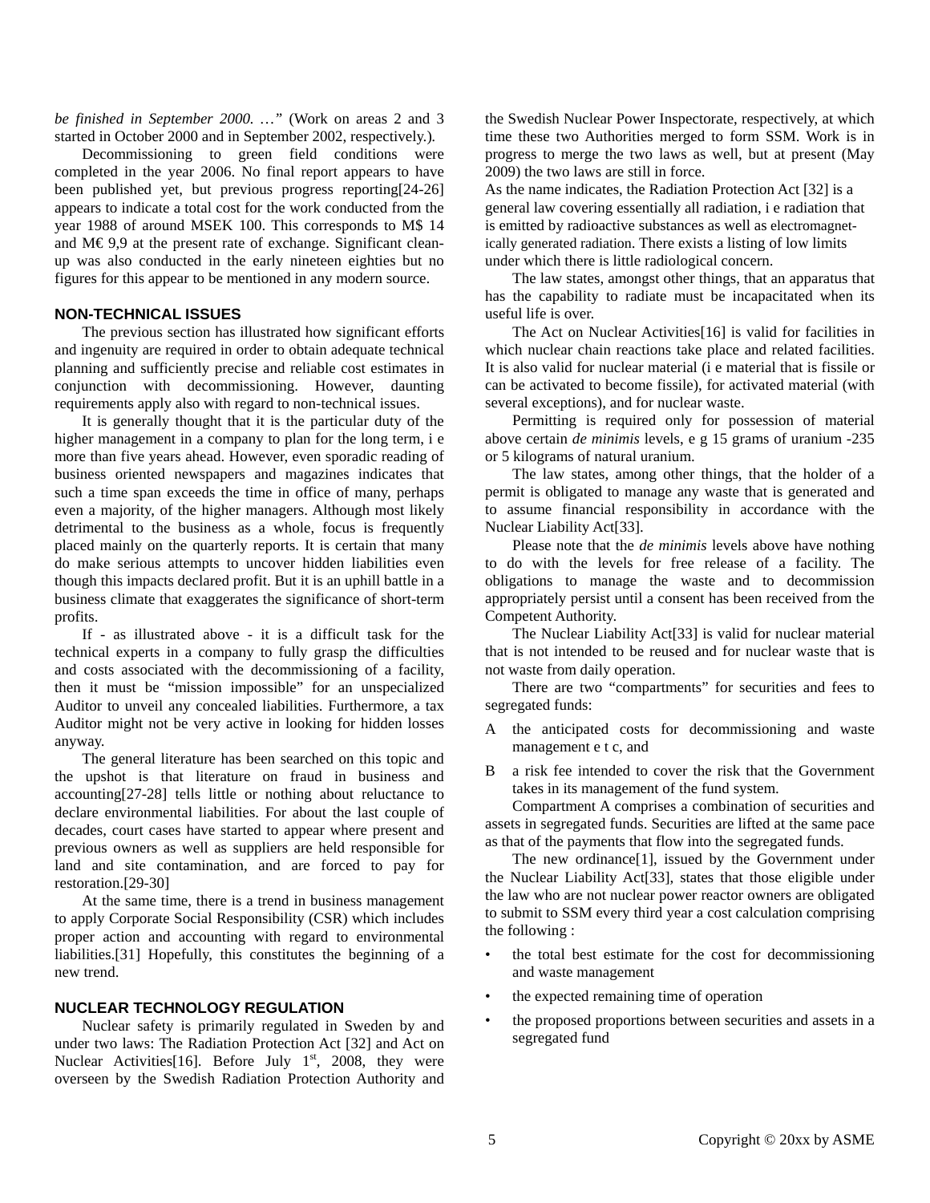*be finished in September 2000. …"* (Work on areas 2 and 3 started in October 2000 and in September 2002, respectively.).

Decommissioning to green field conditions were completed in the year 2006. No final report appears to have been published yet, but previous progress reporting[24-26] appears to indicate a total cost for the work conducted from the year 1988 of around MSEK 100. This corresponds to M$ 14 and M€ 9,9 at the present rate of exchange. Significant clean-up was also conducted in the early nineteen eighties but no figures for this appear to be mentioned in any modern source.

## NON-TECHNICAL ISSUES

The previous section has illustrated how significant efforts and ingenuity are required in order to obtain adequate technical planning and sufficiently precise and reliable cost estimates in conjunction with decommissioning. However, daunting requirements apply also with regard to non-technical issues.

It is generally thought that it is the particular duty of the higher management in a company to plan for the long term, i e more than five years ahead. However, even sporadic reading of business oriented newspapers and magazines indicates that such a time span exceeds the time in office of many, perhaps even a majority, of the higher managers. Although most likely detrimental to the business as a whole, focus is frequently placed mainly on the quarterly reports. It is certain that many do make serious attempts to uncover hidden liabilities even though this impacts declared profit. But it is an uphill battle in a business climate that exaggerates the significance of short-term profits.

If - as illustrated above - it is a difficult task for the technical experts in a company to fully grasp the difficulties and costs associated with the decommissioning of a facility, then it must be "mission impossible" for an unspecialized Auditor to unveil any concealed liabilities. Furthermore, a tax Auditor might not be very active in looking for hidden losses anyway.

The general literature has been searched on this topic and the upshot is that literature on fraud in business and accounting[27-28] tells little or nothing about reluctance to declare environmental liabilities. For about the last couple of decades, court cases have started to appear where present and previous owners as well as suppliers are held responsible for land and site contamination, and are forced to pay for restoration.[29-30]

At the same time, there is a trend in business management to apply Corporate Social Responsibility (CSR) which includes proper action and accounting with regard to environmental liabilities.[31] Hopefully, this constitutes the beginning of a new trend.

## NUCLEAR TECHNOLOGY REGULATION

Nuclear safety is primarily regulated in Sweden by and under two laws: The Radiation Protection Act [32] and Act on Nuclear Activities[16]. Before July 1st, 2008, they were overseen by the Swedish Radiation Protection Authority and the Swedish Nuclear Power Inspectorate, respectively, at which time these two Authorities merged to form SSM. Work is in progress to merge the two laws as well, but at present (May 2009) the two laws are still in force.

As the name indicates, the Radiation Protection Act [32] is a general law covering essentially all radiation, i e radiation that is emitted by radioactive substances as well as electromagnetically generated radiation. There exists a listing of low limits under which there is little radiological concern.

The law states, amongst other things, that an apparatus that has the capability to radiate must be incapacitated when its useful life is over.

The Act on Nuclear Activities[16] is valid for facilities in which nuclear chain reactions take place and related facilities. It is also valid for nuclear material (i e material that is fissile or can be activated to become fissile), for activated material (with several exceptions), and for nuclear waste.

Permitting is required only for possession of material above certain *de minimis* levels, e g 15 grams of uranium -235 or 5 kilograms of natural uranium.

The law states, among other things, that the holder of a permit is obligated to manage any waste that is generated and to assume financial responsibility in accordance with the Nuclear Liability Act[33].

Please note that the *de minimis* levels above have nothing to do with the levels for free release of a facility. The obligations to manage the waste and to decommission appropriately persist until a consent has been received from the Competent Authority.

The Nuclear Liability Act[33] is valid for nuclear material that is not intended to be reused and for nuclear waste that is not waste from daily operation.

There are two "compartments" for securities and fees to segregated funds:

A the anticipated costs for decommissioning and waste management e t c, and

B a risk fee intended to cover the risk that the Government takes in its management of the fund system.

Compartment A comprises a combination of securities and assets in segregated funds. Securities are lifted at the same pace as that of the payments that flow into the segregated funds.

The new ordinance[1], issued by the Government under the Nuclear Liability Act[33], states that those eligible under the law who are not nuclear power reactor owners are obligated to submit to SSM every third year a cost calculation comprising the following :

- the total best estimate for the cost for decommissioning and waste management
- the expected remaining time of operation
- the proposed proportions between securities and assets in a segregated fund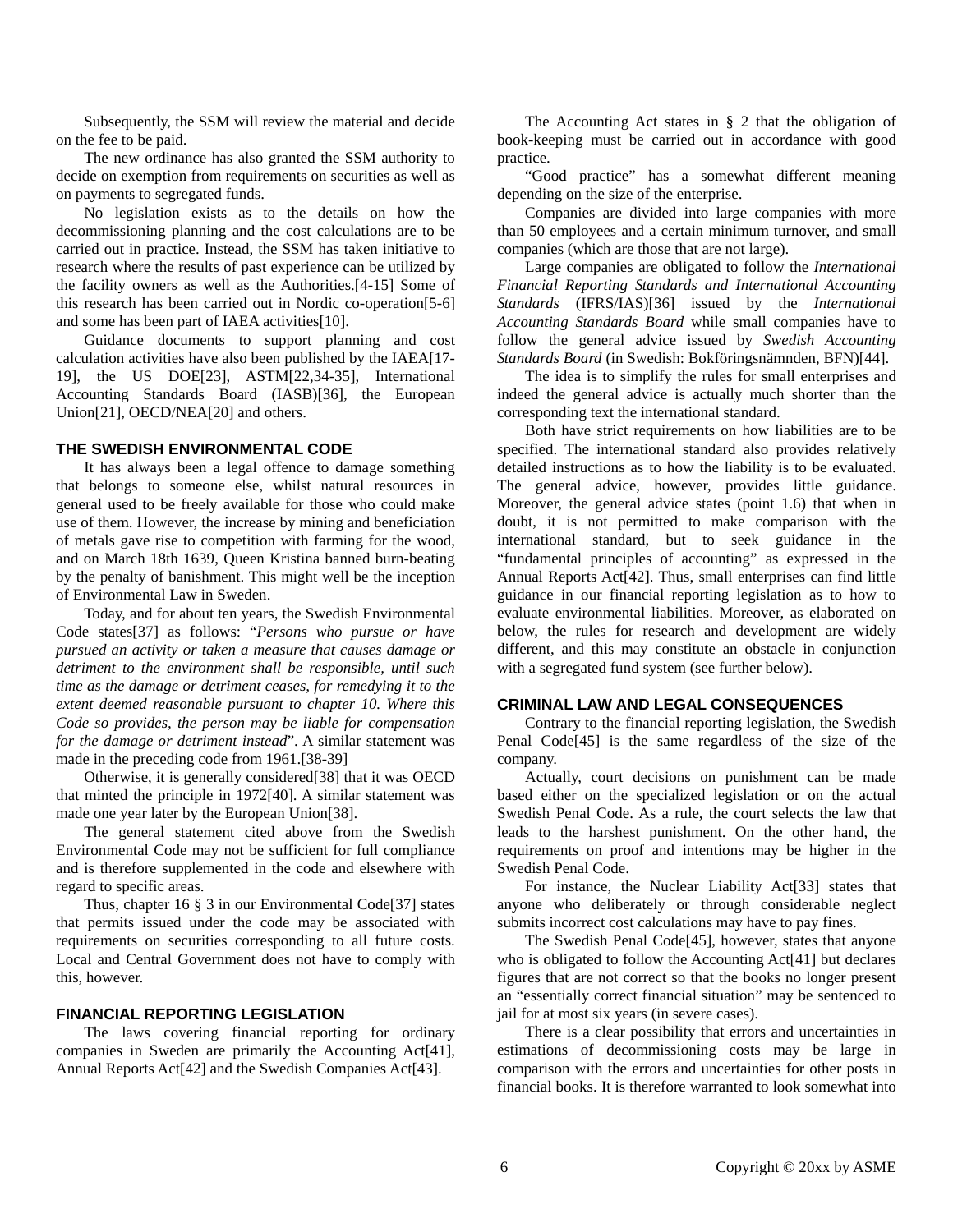Subsequently, the SSM will review the material and decide on the fee to be paid.

The new ordinance has also granted the SSM authority to decide on exemption from requirements on securities as well as on payments to segregated funds.

No legislation exists as to the details on how the decommissioning planning and the cost calculations are to be carried out in practice. Instead, the SSM has taken initiative to research where the results of past experience can be utilized by the facility owners as well as the Authorities.[4-15] Some of this research has been carried out in Nordic co-operation[5-6] and some has been part of IAEA activities[10].

Guidance documents to support planning and cost calculation activities have also been published by the IAEA[17-19], the US DOE[23], ASTM[22,34-35], International Accounting Standards Board (IASB)[36], the European Union[21], OECD/NEA[20] and others.

## THE SWEDISH ENVIRONMENTAL CODE

It has always been a legal offence to damage something that belongs to someone else, whilst natural resources in general used to be freely available for those who could make use of them. However, the increase by mining and beneficiation of metals gave rise to competition with farming for the wood, and on March 18th 1639, Queen Kristina banned burn-beating by the penalty of banishment. This might well be the inception of Environmental Law in Sweden.

Today, and for about ten years, the Swedish Environmental Code states[37] as follows: "*Persons who pursue or have pursued an activity or taken a measure that causes damage or detriment to the environment shall be responsible, until such time as the damage or detriment ceases, for remedying it to the extent deemed reasonable pursuant to chapter 10. Where this Code so provides, the person may be liable for compensation for the damage or detriment instead*". A similar statement was made in the preceding code from 1961.[38-39]

Otherwise, it is generally considered[38] that it was OECD that minted the principle in 1972[40]. A similar statement was made one year later by the European Union[38].

The general statement cited above from the Swedish Environmental Code may not be sufficient for full compliance and is therefore supplemented in the code and elsewhere with regard to specific areas.

Thus, chapter 16 § 3 in our Environmental Code[37] states that permits issued under the code may be associated with requirements on securities corresponding to all future costs. Local and Central Government does not have to comply with this, however.

## FINANCIAL REPORTING LEGISLATION

The laws covering financial reporting for ordinary companies in Sweden are primarily the Accounting Act[41], Annual Reports Act[42] and the Swedish Companies Act[43].

The Accounting Act states in § 2 that the obligation of book-keeping must be carried out in accordance with good practice.

"Good practice" has a somewhat different meaning depending on the size of the enterprise.

Companies are divided into large companies with more than 50 employees and a certain minimum turnover, and small companies (which are those that are not large).

Large companies are obligated to follow the *International Financial Reporting Standards and International Accounting Standards* (IFRS/IAS)[36] issued by the *International Accounting Standards Board* while small companies have to follow the general advice issued by *Swedish Accounting Standards Board* (in Swedish: Bokföringsnämnden, BFN)[44].

The idea is to simplify the rules for small enterprises and indeed the general advice is actually much shorter than the corresponding text the international standard.

Both have strict requirements on how liabilities are to be specified. The international standard also provides relatively detailed instructions as to how the liability is to be evaluated. The general advice, however, provides little guidance. Moreover, the general advice states (point 1.6) that when in doubt, it is not permitted to make comparison with the international standard, but to seek guidance in the "fundamental principles of accounting" as expressed in the Annual Reports Act[42]. Thus, small enterprises can find little guidance in our financial reporting legislation as to how to evaluate environmental liabilities. Moreover, as elaborated on below, the rules for research and development are widely different, and this may constitute an obstacle in conjunction with a segregated fund system (see further below).

## CRIMINAL LAW AND LEGAL CONSEQUENCES

Contrary to the financial reporting legislation, the Swedish Penal Code[45] is the same regardless of the size of the company.

Actually, court decisions on punishment can be made based either on the specialized legislation or on the actual Swedish Penal Code. As a rule, the court selects the law that leads to the harshest punishment. On the other hand, the requirements on proof and intentions may be higher in the Swedish Penal Code.

For instance, the Nuclear Liability Act[33] states that anyone who deliberately or through considerable neglect submits incorrect cost calculations may have to pay fines.

The Swedish Penal Code[45], however, states that anyone who is obligated to follow the Accounting Act[41] but declares figures that are not correct so that the books no longer present an "essentially correct financial situation" may be sentenced to jail for at most six years (in severe cases).

There is a clear possibility that errors and uncertainties in estimations of decommissioning costs may be large in comparison with the errors and uncertainties for other posts in financial books. It is therefore warranted to look somewhat into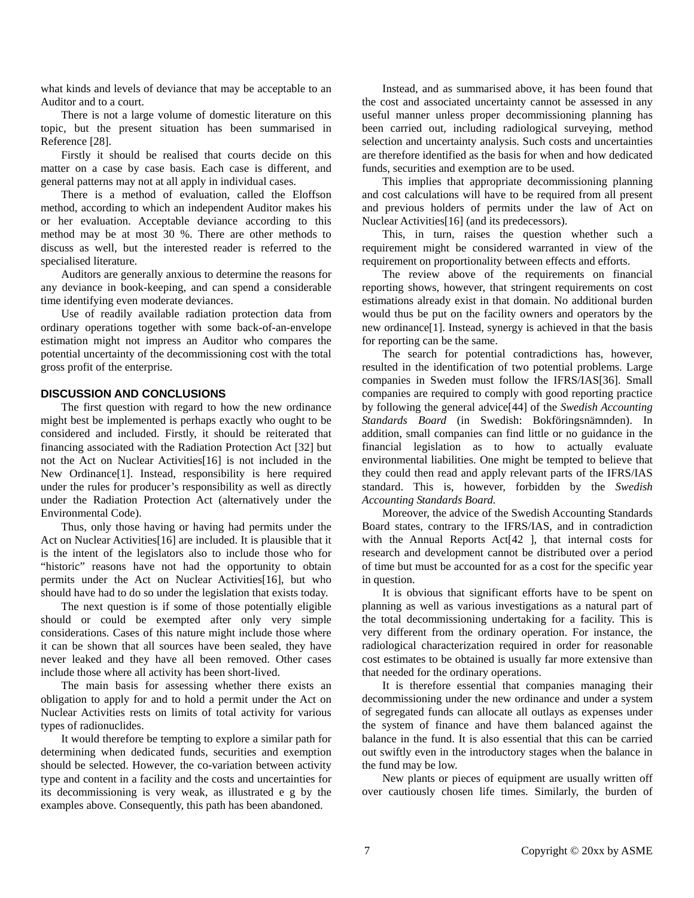what kinds and levels of deviance that may be acceptable to an Auditor and to a court.

There is not a large volume of domestic literature on this topic, but the present situation has been summarised in Reference [28].

Firstly it should be realised that courts decide on this matter on a case by case basis. Each case is different, and general patterns may not at all apply in individual cases.

There is a method of evaluation, called the Eloffson method, according to which an independent Auditor makes his or her evaluation. Acceptable deviance according to this method may be at most 30 %. There are other methods to discuss as well, but the interested reader is referred to the specialised literature.

Auditors are generally anxious to determine the reasons for any deviance in book-keeping, and can spend a considerable time identifying even moderate deviances.

Use of readily available radiation protection data from ordinary operations together with some back-of-an-envelope estimation might not impress an Auditor who compares the potential uncertainty of the decommissioning cost with the total gross profit of the enterprise.

## DISCUSSION AND CONCLUSIONS

The first question with regard to how the new ordinance might best be implemented is perhaps exactly who ought to be considered and included. Firstly, it should be reiterated that financing associated with the Radiation Protection Act [32] but not the Act on Nuclear Activities[16] is not included in the New Ordinance[1]. Instead, responsibility is here required under the rules for producer's responsibility as well as directly under the Radiation Protection Act (alternatively under the Environmental Code).

Thus, only those having or having had permits under the Act on Nuclear Activities[16] are included. It is plausible that it is the intent of the legislators also to include those who for "historic" reasons have not had the opportunity to obtain permits under the Act on Nuclear Activities[16], but who should have had to do so under the legislation that exists today.

The next question is if some of those potentially eligible should or could be exempted after only very simple considerations. Cases of this nature might include those where it can be shown that all sources have been sealed, they have never leaked and they have all been removed. Other cases include those where all activity has been short-lived.

The main basis for assessing whether there exists an obligation to apply for and to hold a permit under the Act on Nuclear Activities rests on limits of total activity for various types of radionuclides.

It would therefore be tempting to explore a similar path for determining when dedicated funds, securities and exemption should be selected. However, the co-variation between activity type and content in a facility and the costs and uncertainties for its decommissioning is very weak, as illustrated e g by the examples above. Consequently, this path has been abandoned.

Instead, and as summarised above, it has been found that the cost and associated uncertainty cannot be assessed in any useful manner unless proper decommissioning planning has been carried out, including radiological surveying, method selection and uncertainty analysis. Such costs and uncertainties are therefore identified as the basis for when and how dedicated funds, securities and exemption are to be used.

This implies that appropriate decommissioning planning and cost calculations will have to be required from all present and previous holders of permits under the law of Act on Nuclear Activities[16] (and its predecessors).

This, in turn, raises the question whether such a requirement might be considered warranted in view of the requirement on proportionality between effects and efforts.

The review above of the requirements on financial reporting shows, however, that stringent requirements on cost estimations already exist in that domain. No additional burden would thus be put on the facility owners and operators by the new ordinance[1]. Instead, synergy is achieved in that the basis for reporting can be the same.

The search for potential contradictions has, however, resulted in the identification of two potential problems. Large companies in Sweden must follow the IFRS/IAS[36]. Small companies are required to comply with good reporting practice by following the general advice[44] of the *Swedish Accounting Standards Board* (in Swedish: Bokföringsnämnden). In addition, small companies can find little or no guidance in the financial legislation as to how to actually evaluate environmental liabilities. One might be tempted to believe that they could then read and apply relevant parts of the IFRS/IAS standard. This is, however, forbidden by the *Swedish Accounting Standards Board.*

Moreover, the advice of the Swedish Accounting Standards Board states, contrary to the IFRS/IAS, and in contradiction with the Annual Reports Act[42 ], that internal costs for research and development cannot be distributed over a period of time but must be accounted for as a cost for the specific year in question.

It is obvious that significant efforts have to be spent on planning as well as various investigations as a natural part of the total decommissioning undertaking for a facility. This is very different from the ordinary operation. For instance, the radiological characterization required in order for reasonable cost estimates to be obtained is usually far more extensive than that needed for the ordinary operations.

It is therefore essential that companies managing their decommissioning under the new ordinance and under a system of segregated funds can allocate all outlays as expenses under the system of finance and have them balanced against the balance in the fund. It is also essential that this can be carried out swiftly even in the introductory stages when the balance in the fund may be low.

New plants or pieces of equipment are usually written off over cautiously chosen life times. Similarly, the burden of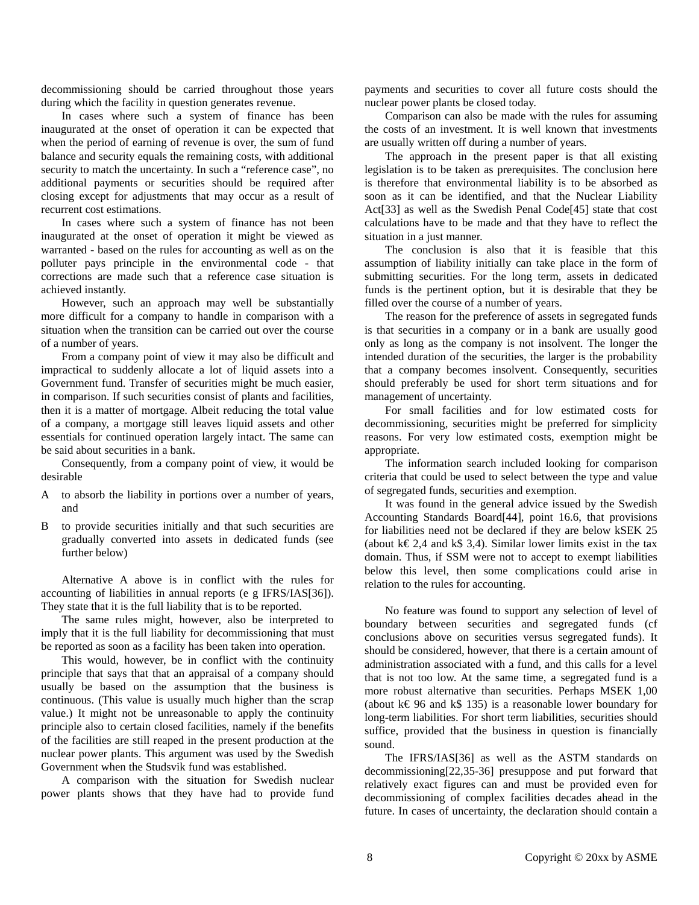decommissioning should be carried throughout those years during which the facility in question generates revenue.

In cases where such a system of finance has been inaugurated at the onset of operation it can be expected that when the period of earning of revenue is over, the sum of fund balance and security equals the remaining costs, with additional security to match the uncertainty. In such a “reference case”, no additional payments or securities should be required after closing except for adjustments that may occur as a result of recurrent cost estimations.

In cases where such a system of finance has not been inaugurated at the onset of operation it might be viewed as warranted - based on the rules for accounting as well as on the polluter pays principle in the environmental code - that corrections are made such that a reference case situation is achieved instantly.

However, such an approach may well be substantially more difficult for a company to handle in comparison with a situation when the transition can be carried out over the course of a number of years.

From a company point of view it may also be difficult and impractical to suddenly allocate a lot of liquid assets into a Government fund. Transfer of securities might be much easier, in comparison. If such securities consist of plants and facilities, then it is a matter of mortgage. Albeit reducing the total value of a company, a mortgage still leaves liquid assets and other essentials for continued operation largely intact. The same can be said about securities in a bank.

Consequently, from a company point of view, it would be desirable

A to absorb the liability in portions over a number of years, and

B to provide securities initially and that such securities are gradually converted into assets in dedicated funds (see further below)

Alternative A above is in conflict with the rules for accounting of liabilities in annual reports (e g IFRS/IAS[36]). They state that it is the full liability that is to be reported.

The same rules might, however, also be interpreted to imply that it is the full liability for decommissioning that must be reported as soon as a facility has been taken into operation.

This would, however, be in conflict with the continuity principle that says that that an appraisal of a company should usually be based on the assumption that the business is continuous. (This value is usually much higher than the scrap value.) It might not be unreasonable to apply the continuity principle also to certain closed facilities, namely if the benefits of the facilities are still reaped in the present production at the nuclear power plants. This argument was used by the Swedish Government when the Studsvik fund was established.

A comparison with the situation for Swedish nuclear power plants shows that they have had to provide fund payments and securities to cover all future costs should the nuclear power plants be closed today.

Comparison can also be made with the rules for assuming the costs of an investment. It is well known that investments are usually written off during a number of years.

The approach in the present paper is that all existing legislation is to be taken as prerequisites. The conclusion here is therefore that environmental liability is to be absorbed as soon as it can be identified, and that the Nuclear Liability Act[33] as well as the Swedish Penal Code[45] state that cost calculations have to be made and that they have to reflect the situation in a just manner.

The conclusion is also that it is feasible that this assumption of liability initially can take place in the form of submitting securities. For the long term, assets in dedicated funds is the pertinent option, but it is desirable that they be filled over the course of a number of years.

The reason for the preference of assets in segregated funds is that securities in a company or in a bank are usually good only as long as the company is not insolvent. The longer the intended duration of the securities, the larger is the probability that a company becomes insolvent. Consequently, securities should preferably be used for short term situations and for management of uncertainty.

For small facilities and for low estimated costs for decommissioning, securities might be preferred for simplicity reasons. For very low estimated costs, exemption might be appropriate.

The information search included looking for comparison criteria that could be used to select between the type and value of segregated funds, securities and exemption.

It was found in the general advice issued by the Swedish Accounting Standards Board[44], point 16.6, that provisions for liabilities need not be declared if they are below kSEK 25 (about k€ 2,4 and k$ 3,4). Similar lower limits exist in the tax domain. Thus, if SSM were not to accept to exempt liabilities below this level, then some complications could arise in relation to the rules for accounting.

No feature was found to support any selection of level of boundary between securities and segregated funds (cf conclusions above on securities versus segregated funds). It should be considered, however, that there is a certain amount of administration associated with a fund, and this calls for a level that is not too low. At the same time, a segregated fund is a more robust alternative than securities. Perhaps MSEK 1,00 (about k€ 96 and k$ 135) is a reasonable lower boundary for long-term liabilities. For short term liabilities, securities should suffice, provided that the business in question is financially sound.

The IFRS/IAS[36] as well as the ASTM standards on decommissioning[22,35-36] presuppose and put forward that relatively exact figures can and must be provided even for decommissioning of complex facilities decades ahead in the future. In cases of uncertainty, the declaration should contain a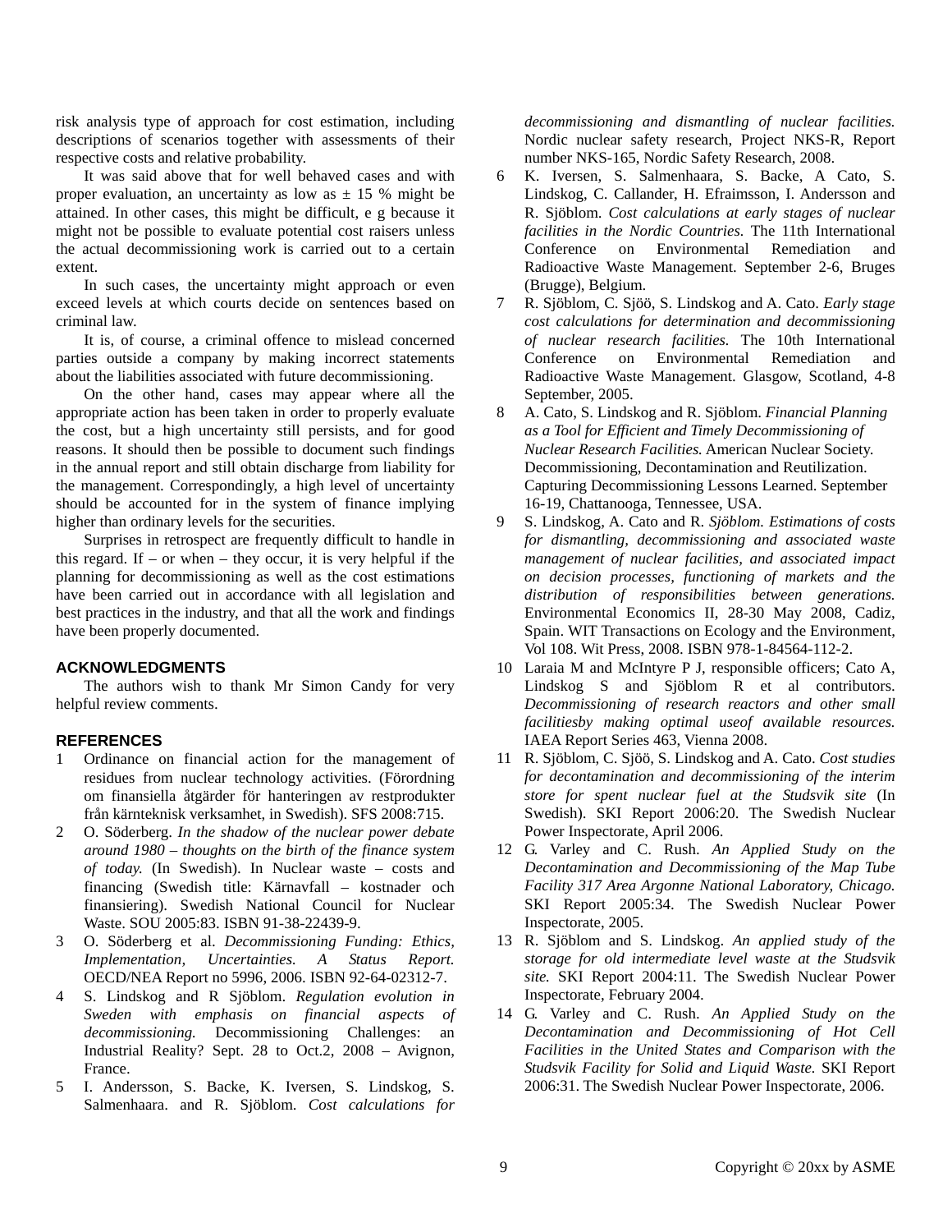risk analysis type of approach for cost estimation, including descriptions of scenarios together with assessments of their respective costs and relative probability.

It was said above that for well behaved cases and with proper evaluation, an uncertainty as low as ± 15 % might be attained. In other cases, this might be difficult, e g because it might not be possible to evaluate potential cost raisers unless the actual decommissioning work is carried out to a certain extent.

In such cases, the uncertainty might approach or even exceed levels at which courts decide on sentences based on criminal law.

It is, of course, a criminal offence to mislead concerned parties outside a company by making incorrect statements about the liabilities associated with future decommissioning.

On the other hand, cases may appear where all the appropriate action has been taken in order to properly evaluate the cost, but a high uncertainty still persists, and for good reasons. It should then be possible to document such findings in the annual report and still obtain discharge from liability for the management. Correspondingly, a high level of uncertainty should be accounted for in the system of finance implying higher than ordinary levels for the securities.

Surprises in retrospect are frequently difficult to handle in this regard. If – or when – they occur, it is very helpful if the planning for decommissioning as well as the cost estimations have been carried out in accordance with all legislation and best practices in the industry, and that all the work and findings have been properly documented.

## ACKNOWLEDGMENTS

The authors wish to thank Mr Simon Candy for very helpful review comments.

## REFERENCES

1. Ordinance on financial action for the management of residues from nuclear technology activities. (Förordning om finansiella åtgärder för hanteringen av restprodukter från kärnteknisk verksamhet, in Swedish). SFS 2008:715.
2. O. Söderberg. *In the shadow of the nuclear power debate around 1980 – thoughts on the birth of the finance system of today.* (In Swedish). In Nuclear waste – costs and financing (Swedish title: Kärnavfall – kostnader och finansiering). Swedish National Council for Nuclear Waste. SOU 2005:83. ISBN 91-38-22439-9.
3. O. Söderberg et al. *Decommissioning Funding: Ethics, Implementation, Uncertainties. A Status Report.* OECD/NEA Report no 5996, 2006. ISBN 92-64-02312-7.
4. S. Lindskog and R Sjöblom. *Regulation evolution in Sweden with emphasis on financial aspects of decommissioning.* Decommissioning Challenges: an Industrial Reality? Sept. 28 to Oct.2, 2008 – Avignon, France.
5. I. Andersson, S. Backe, K. Iversen, S. Lindskog, S. Salmenhaara. and R. Sjöblom. *Cost calculations for decommissioning and dismantling of nuclear facilities.* Nordic nuclear safety research, Project NKS-R, Report number NKS-165, Nordic Safety Research, 2008.
6. K. Iversen, S. Salmenhaara, S. Backe, A Cato, S. Lindskog, C. Callander, H. Efraimsson, I. Andersson and R. Sjöblom. *Cost calculations at early stages of nuclear facilities in the Nordic Countries.* The 11th International Conference on Environmental Remediation and Radioactive Waste Management. September 2-6, Bruges (Brugge), Belgium.
7. R. Sjöblom, C. Sjöö, S. Lindskog and A. Cato. *Early stage cost calculations for determination and decommissioning of nuclear research facilities.* The 10th International Conference on Environmental Remediation and Radioactive Waste Management. Glasgow, Scotland, 4-8 September, 2005.
8. A. Cato, S. Lindskog and R. Sjöblom. *Financial Planning as a Tool for Efficient and Timely Decommissioning of Nuclear Research Facilities.* American Nuclear Society. Decommissioning, Decontamination and Reutilization. Capturing Decommissioning Lessons Learned. September 16-19, Chattanooga, Tennessee, USA.
9. S. Lindskog, A. Cato and R. *Sjöblom. Estimations of costs for dismantling, decommissioning and associated waste management of nuclear facilities, and associated impact on decision processes, functioning of markets and the distribution of responsibilities between generations.* Environmental Economics II, 28-30 May 2008, Cadiz, Spain. WIT Transactions on Ecology and the Environment, Vol 108. Wit Press, 2008. ISBN 978-1-84564-112-2.
10. Laraia M and McIntyre P J, responsible officers; Cato A, Lindskog S and Sjöblom R et al contributors. *Decommissioning of research reactors and other small facilitiesby making optimal useof available resources.* IAEA Report Series 463, Vienna 2008.
11. R. Sjöblom, C. Sjöö, S. Lindskog and A. Cato. *Cost studies for decontamination and decommissioning of the interim store for spent nuclear fuel at the Studsvik site* (In Swedish). SKI Report 2006:20. The Swedish Nuclear Power Inspectorate, April 2006.
12. G. Varley and C. Rush. *An Applied Study on the Decontamination and Decommissioning of the Map Tube Facility 317 Area Argonne National Laboratory, Chicago.* SKI Report 2005:34. The Swedish Nuclear Power Inspectorate, 2005.
13. R. Sjöblom and S. Lindskog. *An applied study of the storage for old intermediate level waste at the Studsvik site.* SKI Report 2004:11. The Swedish Nuclear Power Inspectorate, February 2004.
14. G. Varley and C. Rush. *An Applied Study on the Decontamination and Decommissioning of Hot Cell Facilities in the United States and Comparison with the Studsvik Facility for Solid and Liquid Waste.* SKI Report 2006:31. The Swedish Nuclear Power Inspectorate, 2006.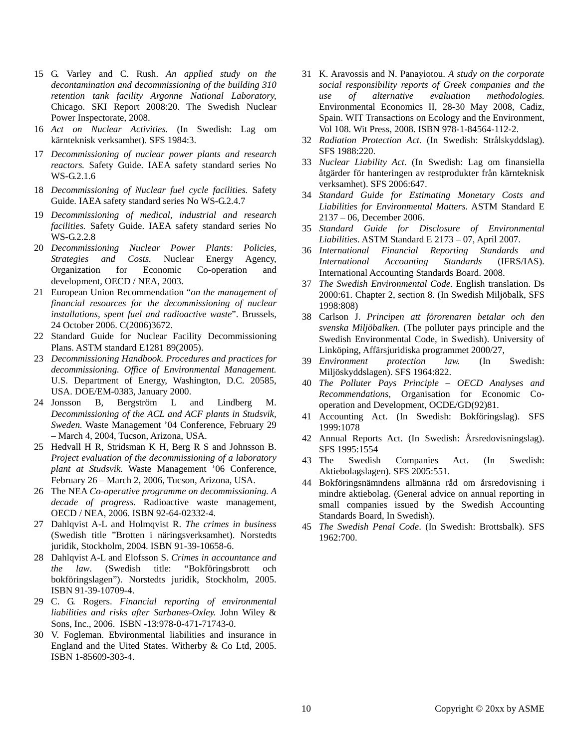15. G. Varley and C. Rush. *An applied study on the decontamination and decommissioning of the building 310 retention tank facility Argonne National Laboratory,* Chicago. SKI Report 2008:20. The Swedish Nuclear Power Inspectorate, 2008.
16. *Act on Nuclear Activities.* (In Swedish: Lag om kärnteknisk verksamhet). SFS 1984:3.
17. *Decommissioning of nuclear power plants and research reactors.* Safety Guide. IAEA safety standard series No WS-G.2.1.6
18. *Decommissioning of Nuclear fuel cycle facilities.* Safety Guide. IAEA safety standard series No WS-G.2.4.7
19. *Decommissioning of medical, industrial and research facilities.* Safety Guide. IAEA safety standard series No WS-G.2.2.8
20. *Decommissioning Nuclear Power Plants: Policies, Strategies and Costs.* Nuclear Energy Agency, Organization for Economic Co-operation and development, OECD / NEA, 2003.
21. European Union Recommendation "*on the management of financial resources for the decommissioning of nuclear installations, spent fuel and radioactive waste*". Brussels, 24 October 2006. C(2006)3672.
22. Standard Guide for Nuclear Facility Decommissioning Plans. ASTM standard E1281 89(2005).
23. *Decommissioning Handbook. Procedures and practices for decommissioning. Office of Environmental Management.* U.S. Department of Energy, Washington, D.C. 20585, USA. DOE/EM-0383, January 2000.
24. Jonsson B, Bergström L and Lindberg M. *Decommissioning of the ACL and ACF plants in Studsvik, Sweden.* Waste Management '04 Conference, February 29 – March 4, 2004, Tucson, Arizona, USA.
25. Hedvall H R, Stridsman K H, Berg R S and Johnsson B. *Project evaluation of the decommissioning of a laboratory plant at Studsvik.* Waste Management '06 Conference, February 26 – March 2, 2006, Tucson, Arizona, USA.
26. The NEA *Co-operative programme on decommissioning. A decade of progress.* Radioactive waste management, OECD / NEA, 2006. ISBN 92-64-02332-4.
27. Dahlqvist A-L and Holmqvist R. *The crimes in business* (Swedish title "Brotten i näringsverksamhet). Norstedts juridik, Stockholm, 2004. ISBN 91-39-10658-6.
28. Dahlqvist A-L and Elofsson S. *Crimes in accountance and the law*. (Swedish title: "Bokföringsbrott och bokföringslagen"). Norstedts juridik, Stockholm, 2005. ISBN 91-39-10709-4.
29. C. G. Rogers. *Financial reporting of environmental liabilities and risks after Sarbanes-Oxley.* John Wiley & Sons, Inc., 2006. ISBN -13:978-0-471-71743-0.
30. V. Fogleman. Ebvironmental liabilities and insurance in England and the Uited States. Witherby & Co Ltd, 2005. ISBN 1-85609-303-4.
31. K. Aravossis and N. Panayiotou. *A study on the corporate social responsibility reports of Greek companies and the use of alternative evaluation methodologies.* Environmental Economics II, 28-30 May 2008, Cadiz, Spain. WIT Transactions on Ecology and the Environment, Vol 108. Wit Press, 2008. ISBN 978-1-84564-112-2.
32. *Radiation Protection Act.* (In Swedish: Strålskyddslag). SFS 1988:220.
33. *Nuclear Liability Act*. (In Swedish: Lag om finansiella åtgärder för hanteringen av restprodukter från kärnteknisk verksamhet). SFS 2006:647.
34. *Standard Guide for Estimating Monetary Costs and Liabilities for Environmental Matters*. ASTM Standard E 2137 – 06, December 2006.
35. *Standard Guide for Disclosure of Environmental Liabilities*. ASTM Standard E 2173 – 07, April 2007.
36. *International Financial Reporting Standards and International Accounting Standards* (IFRS/IAS). International Accounting Standards Board. 2008.
37. *The Swedish Environmental Code*. English translation. Ds 2000:61. Chapter 2, section 8. (In Swedish Miljöbalk, SFS 1998:808)
38. Carlson J. *Principen att förorenaren betalar och den svenska Miljöbalken.* (The polluter pays principle and the Swedish Environmental Code, in Swedish). University of Linköping, Affärsjuridiska programmet 2000/27,
39. *Environment protection law.* (In Swedish: Miljöskyddslagen). SFS 1964:822.
40. *The Polluter Pays Principle – OECD Analyses and Recommendations,* Organisation for Economic Co-operation and Development, OCDE/GD(92)81.
41. Accounting Act. (In Swedish: Bokföringslag). SFS 1999:1078
42. Annual Reports Act. (In Swedish: Årsredovisningslag). SFS 1995:1554
43. The Swedish Companies Act. (In Swedish: Aktiebolagslagen). SFS 2005:551.
44. Bokföringsnämndens allmänna råd om årsredovisning i mindre aktiebolag. (General advice on annual reporting in small companies issued by the Swedish Accounting Standards Board, In Swedish).
45. *The Swedish Penal Code*. (In Swedish: Brottsbalk). SFS 1962:700.